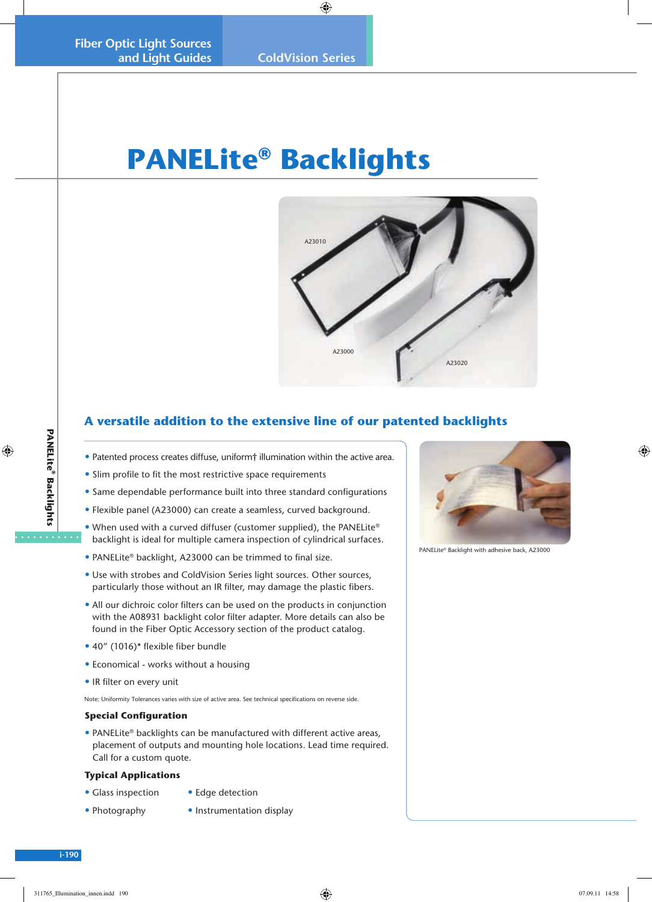# PANELite® Backlights

A23010

A23000

A23020

## A versatile addition to the extensive line of our patented backlights

- Patented process creates diffuse, uniform† illumination within the active area.
- Slim profile to fit the most restrictive space requirements
- Same dependable performance built into three standard configurations
- Flexible panel (A23000) can create a seamless, curved background.
- When used with a curved diffuser (customer supplied), the PANELite® backlight is ideal for multiple camera inspection of cylindrical surfaces.
- PANELite® backlight, A23000 can be trimmed to final size.
- Use with strobes and ColdVision Series light sources. Other sources, particularly those without an IR filter, may damage the plastic fibers.
- All our dichroic color filters can be used on the products in conjunction with the A08931 backlight color filter adapter. More details can also be found in the Fiber Optic Accessory section of the product catalog.
- 40" (1016)* flexible fiber bundle
- Economical - works without a housing
- IR filter on every unit

Note: Uniformity Tolerances varies with size of active area. See technical specifications on reverse side.

### Special Configuration

- PANELite® backlights can be manufactured with different active areas, placement of outputs and mounting hole locations. Lead time required. Call for a custom quote.

### Typical Applications

- Glass inspection
- Edge detection
- Photography
- Instrumentation display

PANELite® Backlight with adhesive back, A23000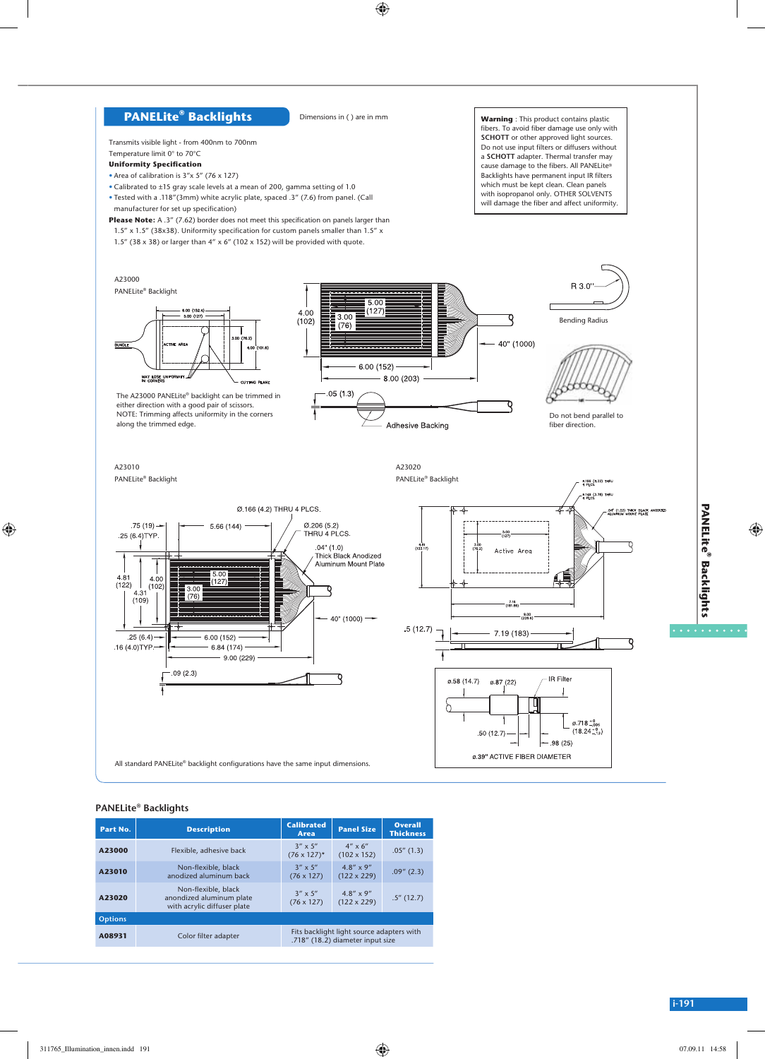## PANELite® Backlights

Dimensions in ( ) are in mm

Transmits visible light - from 400nm to 700nm
Temperature limit 0° to 70°C

**Uniformity Specification**

- Area of calibration is 3"x 5" (76 x 127)
- Calibrated to ±15 gray scale levels at a mean of 200, gamma setting of 1.0
- Tested with a .118"(3mm) white acrylic plate, spaced .3" (7.6) from panel. (Call manufacturer for set up specification)

**Please Note:** A .3" (7.62) border does not meet this specification on panels larger than 1.5" x 1.5" (38x38). Uniformity specification for custom panels smaller than 1.5" x 1.5" (38 x 38) or larger than 4" x 6" (102 x 152) will be provided with quote.

**Warning** : This product contains plastic fibers. To avoid fiber damage use only with **SCHOTT** or other approved light sources. Do not use input filters or diffusers without a **SCHOTT** adapter. Thermal transfer may cause damage to the fibers. All PANELite® Backlights have permanent input IR filters which must be kept clean. Clean panels with isopropanol only. OTHER SOLVENTS will damage the fiber and affect uniformity.

A23000
PANELite® Backlight

6.00 (152.4)
5.00 (127)
3.00 (76.2)
4.00 (101.6)
BUNDLE
ACTIVE AREA
MAY LOSE UNIFORMITY IN CORNERS
CUTTING PLANE

4.00 (102)
3.00 (76)
5.00 (127)
6.00 (152)
8.00 (203)
40" (1000)
.05 (1.3)
Adhesive Backing

The A23000 PANELite® backlight can be trimmed in either direction with a good pair of scissors.
NOTE: Trimming affects uniformity in the corners along the trimmed edge.

R 3.0"
Bending Radius

Do not bend parallel to fiber direction.

A23010
PANELite® Backlight

Ø.166 (4.2) THRU 4 PLCS.
.75 (19)
.25 (6.4)TYP.
5.66 (144)
Ø.206 (5.2) THRU 4 PLCS.
.04" (1.0) Thick Black Anodized Aluminum Mount Plate
4.81 (122)
4.00 (102)
4.31 (109)
5.00 (127)
3.00 (76)
40" (1000)
.25 (6.4)
.16 (4.0)TYP.
6.00 (152)
6.84 (174)
9.00 (229)
.09 (2.3)

A23020
PANELite® Backlight

ø.166 (4.22) THRU 4 PLCS
ø.149 (3.78) THRU 4 PLCS
.04" (1.02) THICK BLACK ANODIZED ALUMINUM MOUNT PLATE
4.81 (122.17)
5.00 (127)
3.00 (76.2)
Active Area
7.16 (181.86)
9.00 (228.6)
.5 (12.7)
7.19 (183)

ø.58 (14.7)
ø.87 (22)
IR Filter
ø.718 $^{-0}_{-.005}$ (18.24 $^{-0}_{-.13}$)
.50 (12.7)
.98 (25)
ø.39" ACTIVE FIBER DIAMETER

All standard PANELite® backlight configurations have the same input dimensions.

### PANELite® Backlights

| Part No. | Description | Calibrated Area | Panel Size | Overall Thickness |
|---|---|---|---|---|
| **A23000** | Flexible, adhesive back | 3" x 5" (76 x 127)* | 4" x 6" (102 x 152) | .05" (1.3) |
| **A23010** | Non-flexible, black anodized aluminum back | 3" x 5" (76 x 127) | 4.8" x 9" (122 x 229) | .09" (2.3) |
| **A23020** | Non-flexible, black anondized aluminum plate with acrylic diffuser plate | 3" x 5" (76 x 127) | 4.8" x 9" (122 x 229) | .5" (12.7) |
| **Options** | | | | |
| **A08931** | Color filter adapter | Fits backlight light source adapters with .718" (18.2) diameter input size | | |